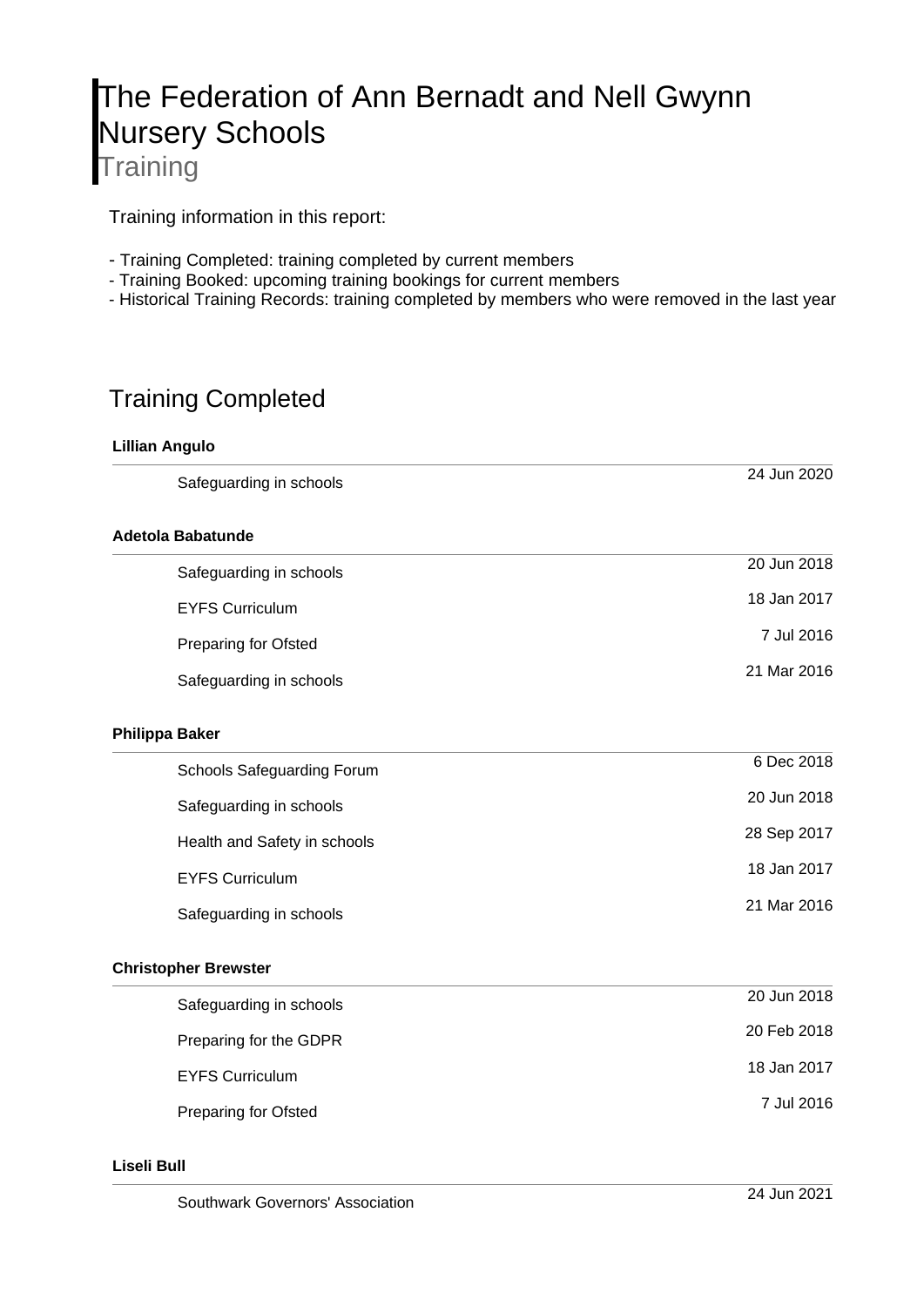# The Federation of Ann Bernadt and Nell Gwynn Nursery Schools

Training

Training information in this report:

- Training Completed: training completed by current members
- Training Booked: upcoming training bookings for current members
- Historical Training Records: training completed by members who were removed in the last year

## Training Completed

**Lillian Angulo**

| | |
|---|---|
| Safeguarding in schools | 24 Jun 2020 |

**Adetola Babatunde**

| | |
|---|---|
| Safeguarding in schools | 20 Jun 2018 |
| EYFS Curriculum | 18 Jan 2017 |
| Preparing for Ofsted | 7 Jul 2016 |
| Safeguarding in schools | 21 Mar 2016 |

**Philippa Baker**

| | |
|---|---|
| Schools Safeguarding Forum | 6 Dec 2018 |
| Safeguarding in schools | 20 Jun 2018 |
| Health and Safety in schools | 28 Sep 2017 |
| EYFS Curriculum | 18 Jan 2017 |
| Safeguarding in schools | 21 Mar 2016 |

**Christopher Brewster**

| | |
|---|---|
| Safeguarding in schools | 20 Jun 2018 |
| Preparing for the GDPR | 20 Feb 2018 |
| EYFS Curriculum | 18 Jan 2017 |
| Preparing for Ofsted | 7 Jul 2016 |

**Liseli Bull**

| | |
|---|---|
| Southwark Governors' Association | 24 Jun 2021 |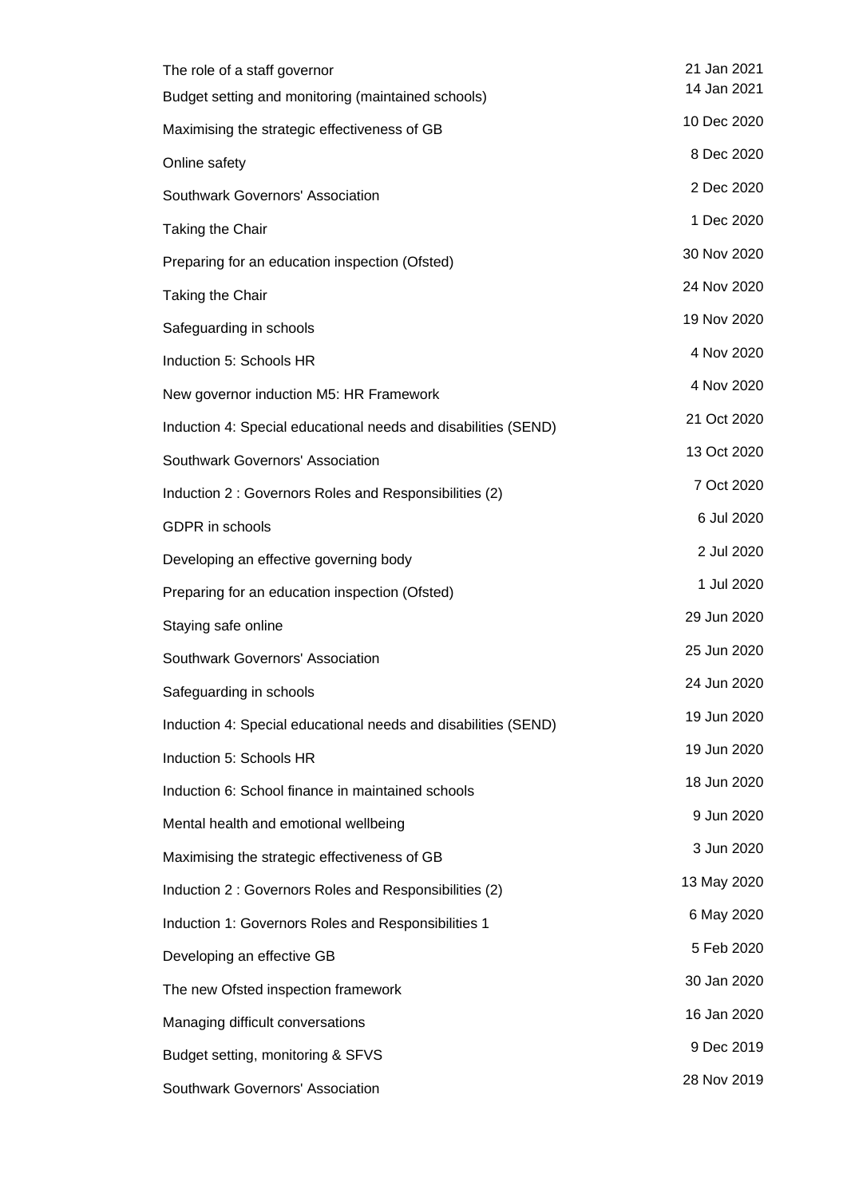| | |
|---|---|
| The role of a staff governor | 21 Jan 2021 |
| Budget setting and monitoring (maintained schools) | 14 Jan 2021 |
| Maximising the strategic effectiveness of GB | 10 Dec 2020 |
| Online safety | 8 Dec 2020 |
| Southwark Governors' Association | 2 Dec 2020 |
| Taking the Chair | 1 Dec 2020 |
| Preparing for an education inspection (Ofsted) | 30 Nov 2020 |
| Taking the Chair | 24 Nov 2020 |
| Safeguarding in schools | 19 Nov 2020 |
| Induction 5: Schools HR | 4 Nov 2020 |
| New governor induction M5: HR Framework | 4 Nov 2020 |
| Induction 4: Special educational needs and disabilities (SEND) | 21 Oct 2020 |
| Southwark Governors' Association | 13 Oct 2020 |
| Induction 2 : Governors Roles and Responsibilities (2) | 7 Oct 2020 |
| GDPR in schools | 6 Jul 2020 |
| Developing an effective governing body | 2 Jul 2020 |
| Preparing for an education inspection (Ofsted) | 1 Jul 2020 |
| Staying safe online | 29 Jun 2020 |
| Southwark Governors' Association | 25 Jun 2020 |
| Safeguarding in schools | 24 Jun 2020 |
| Induction 4: Special educational needs and disabilities (SEND) | 19 Jun 2020 |
| Induction 5: Schools HR | 19 Jun 2020 |
| Induction 6: School finance in maintained schools | 18 Jun 2020 |
| Mental health and emotional wellbeing | 9 Jun 2020 |
| Maximising the strategic effectiveness of GB | 3 Jun 2020 |
| Induction 2 : Governors Roles and Responsibilities (2) | 13 May 2020 |
| Induction 1: Governors Roles and Responsibilities 1 | 6 May 2020 |
| Developing an effective GB | 5 Feb 2020 |
| The new Ofsted inspection framework | 30 Jan 2020 |
| Managing difficult conversations | 16 Jan 2020 |
| Budget setting, monitoring & SFVS | 9 Dec 2019 |
| Southwark Governors' Association | 28 Nov 2019 |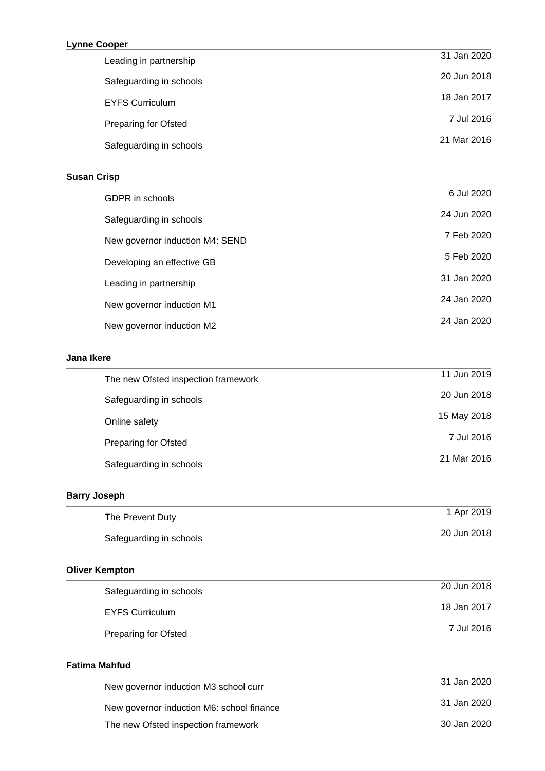**Lynne Cooper**

| | |
|---|---|
| Leading in partnership | 31 Jan 2020 |
| Safeguarding in schools | 20 Jun 2018 |
| EYFS Curriculum | 18 Jan 2017 |
| Preparing for Ofsted | 7 Jul 2016 |
| Safeguarding in schools | 21 Mar 2016 |

**Susan Crisp**

| | |
|---|---|
| GDPR in schools | 6 Jul 2020 |
| Safeguarding in schools | 24 Jun 2020 |
| New governor induction M4: SEND | 7 Feb 2020 |
| Developing an effective GB | 5 Feb 2020 |
| Leading in partnership | 31 Jan 2020 |
| New governor induction M1 | 24 Jan 2020 |
| New governor induction M2 | 24 Jan 2020 |

**Jana Ikere**

| | |
|---|---|
| The new Ofsted inspection framework | 11 Jun 2019 |
| Safeguarding in schools | 20 Jun 2018 |
| Online safety | 15 May 2018 |
| Preparing for Ofsted | 7 Jul 2016 |
| Safeguarding in schools | 21 Mar 2016 |

**Barry Joseph**

| | |
|---|---|
| The Prevent Duty | 1 Apr 2019 |
| Safeguarding in schools | 20 Jun 2018 |

**Oliver Kempton**

| | |
|---|---|
| Safeguarding in schools | 20 Jun 2018 |
| EYFS Curriculum | 18 Jan 2017 |
| Preparing for Ofsted | 7 Jul 2016 |

**Fatima Mahfud**

| | |
|---|---|
| New governor induction M3 school curr | 31 Jan 2020 |
| New governor induction M6: school finance | 31 Jan 2020 |
| The new Ofsted inspection framework | 30 Jan 2020 |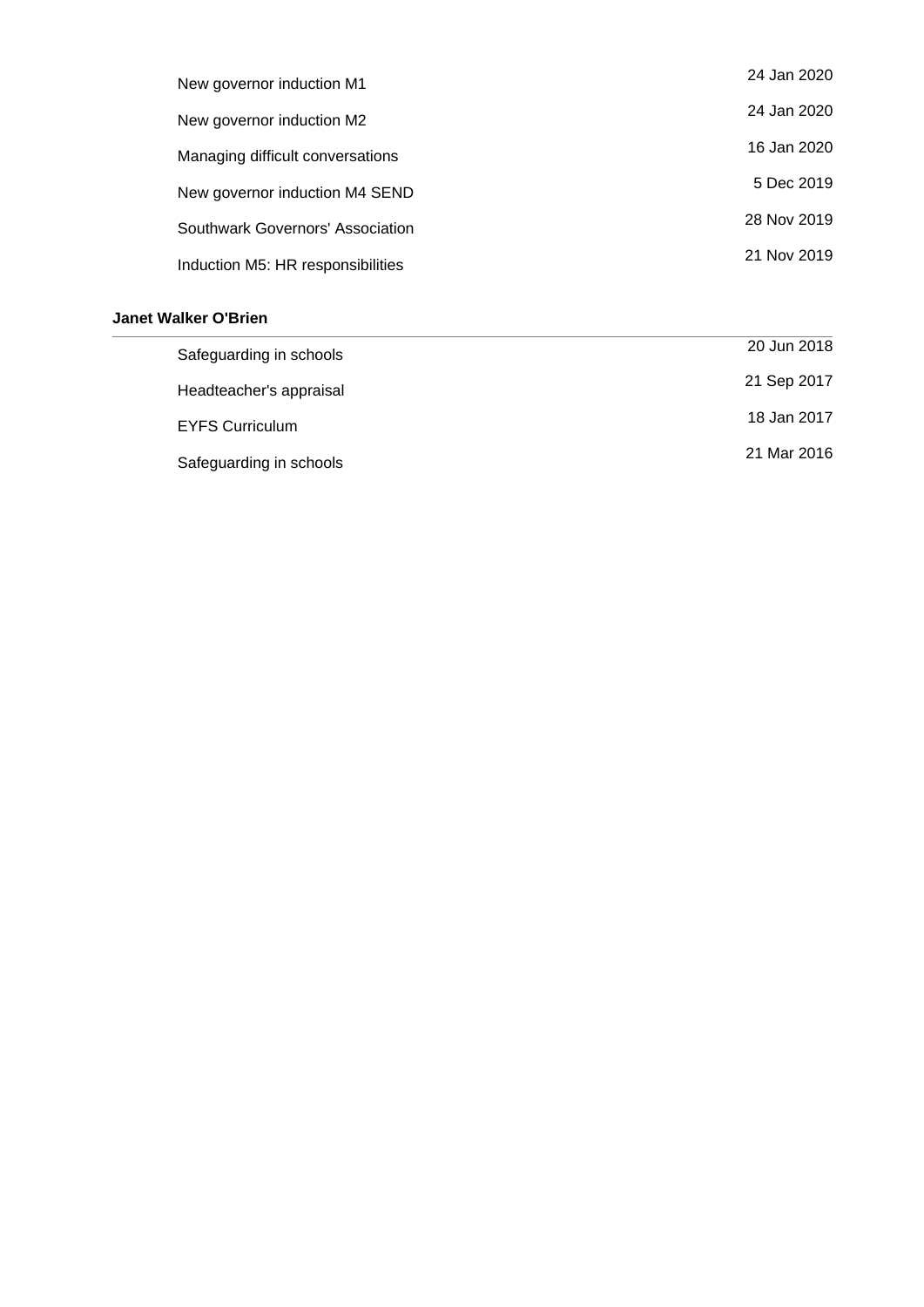| | |
|---|---|
| New governor induction M1 | 24 Jan 2020 |
| New governor induction M2 | 24 Jan 2020 |
| Managing difficult conversations | 16 Jan 2020 |
| New governor induction M4 SEND | 5 Dec 2019 |
| Southwark Governors' Association | 28 Nov 2019 |
| Induction M5: HR responsibilities | 21 Nov 2019 |

**Janet Walker O'Brien**

| | |
|---|---|
| Safeguarding in schools | 20 Jun 2018 |
| Headteacher's appraisal | 21 Sep 2017 |
| EYFS Curriculum | 18 Jan 2017 |
| Safeguarding in schools | 21 Mar 2016 |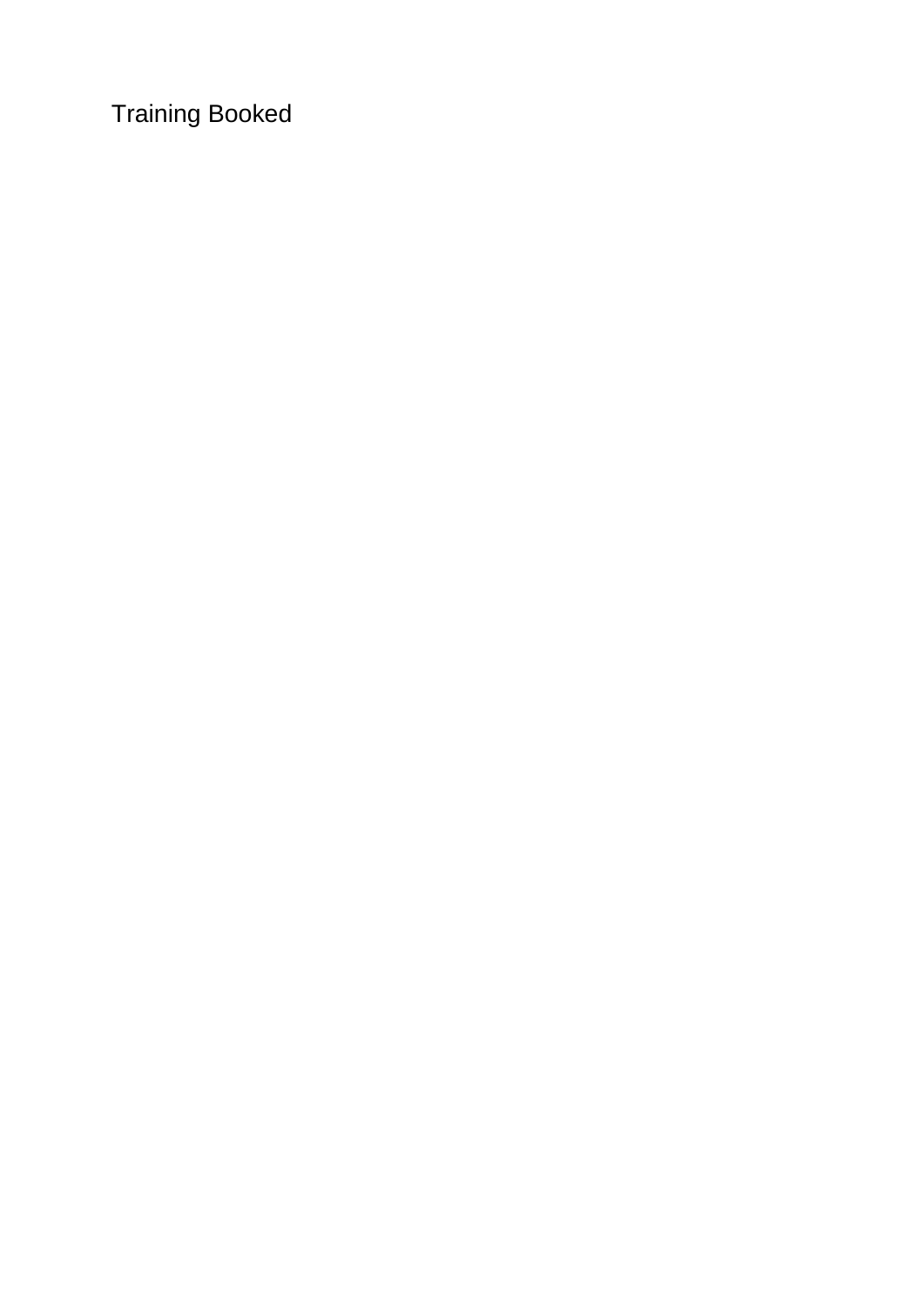Training Booked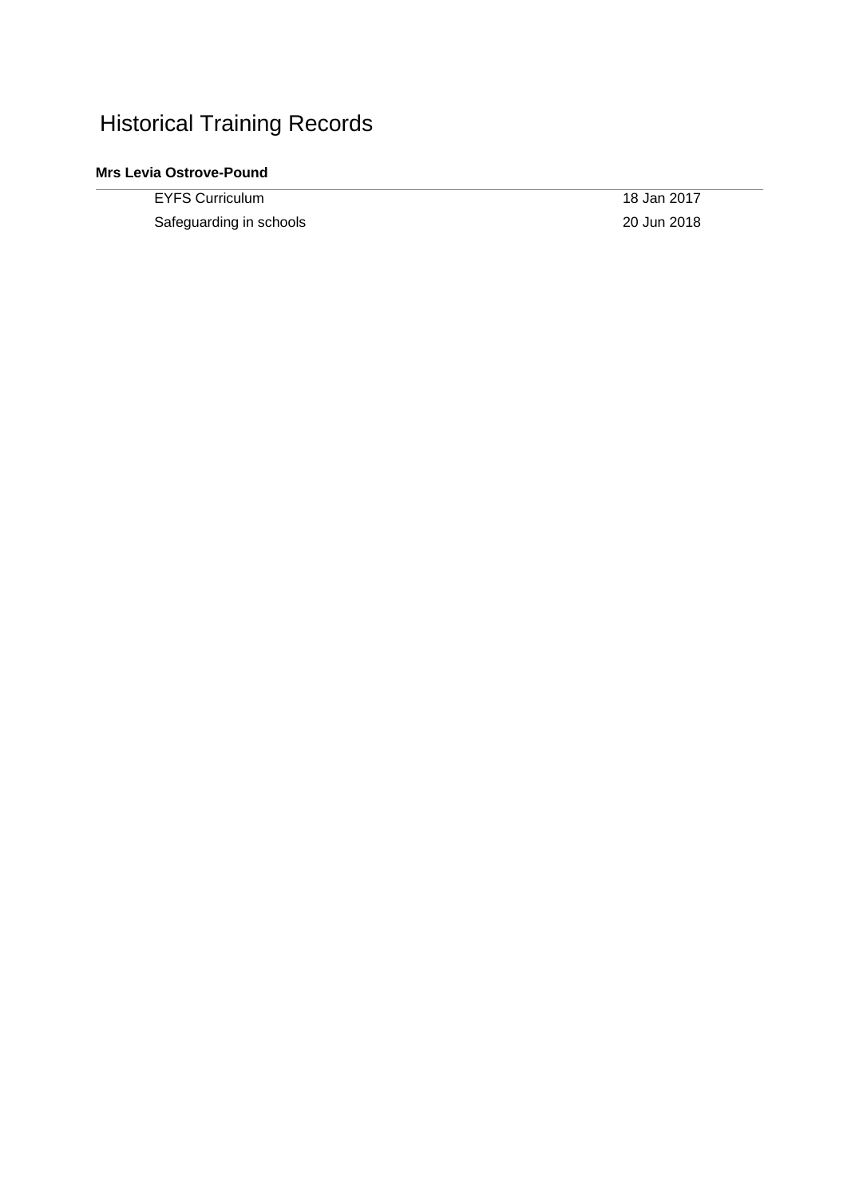# Historical Training Records

**Mrs Levia Ostrove-Pound**

| | |
|---|---|
| EYFS Curriculum | 18 Jan 2017 |
| Safeguarding in schools | 20 Jun 2018 |